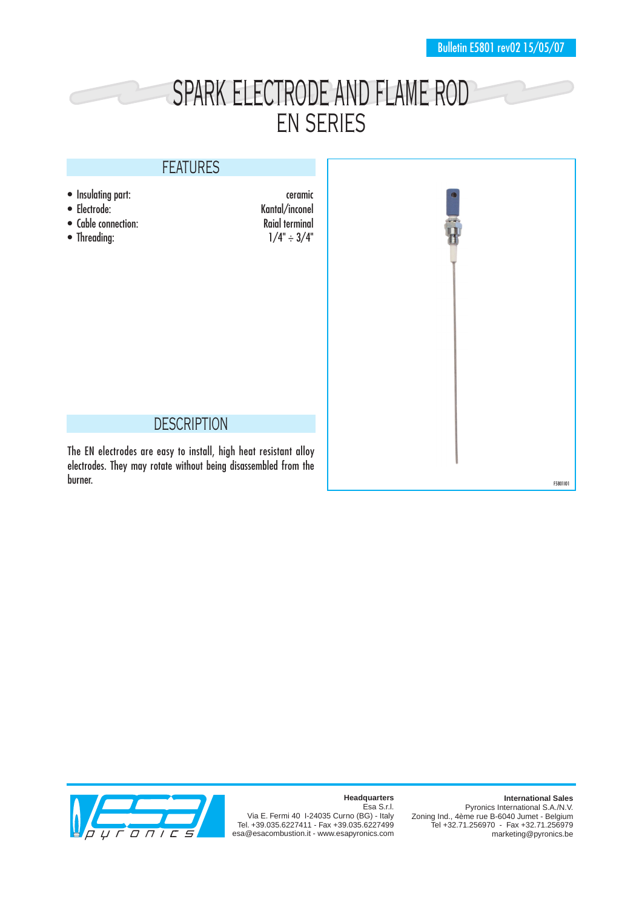Bulletin E5801 rev02 15/05/07

# SPARK ELECTRODE AND FLAME ROD
# EN SERIES

## FEATURES

| | |
|---|---|
| • Insulating part: | ceramic |
| • Electrode: | Kantal/inconel |
| • Cable connection: | Raial terminal |
| • Threading: | 1/4" ÷ 3/4" |

## DESCRIPTION

The EN electrodes are easy to install, high heat resistant alloy electrodes. They may rotate without being disassembled from the burner.

F5801I01

**Headquarters**
Esa S.r.l.
Via E. Fermi 40 I-24035 Curno (BG) - Italy
Tel. +39.035.6227411 - Fax +39.035.6227499
esa@esacombustion.it - www.esapyronics.com

**International Sales**
Pyronics International S.A./N.V.
Zoning Ind., 4ème rue B-6040 Jumet - Belgium
Tel +32.71.256970 - Fax +32.71.256979
marketing@pyronics.be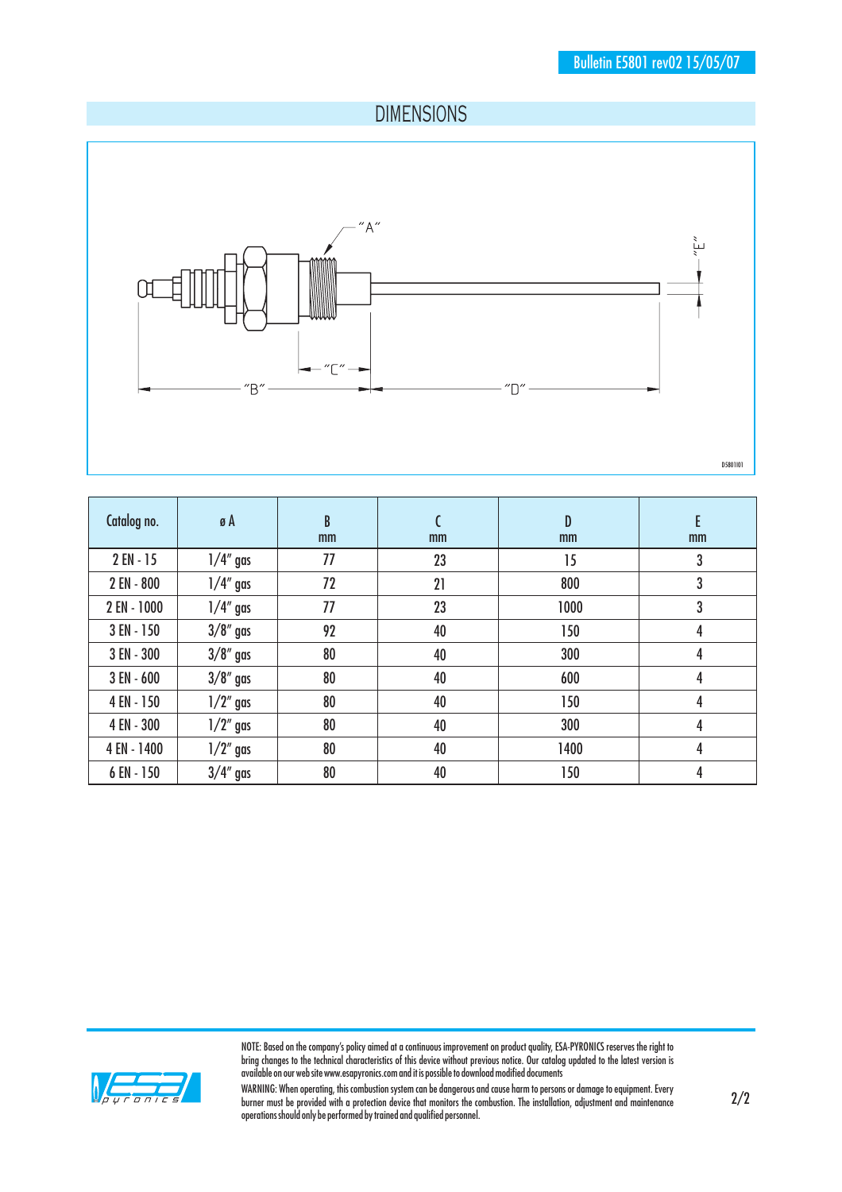## DIMENSIONS

"A"

"E"

"C"

"B"

"D"

D5801I01

| Catalog no. | ø A | B mm | C mm | D mm | E mm |
|---|---|---|---|---|---|
| 2 EN - 15 | 1/4" gas | 77 | 23 | 15 | 3 |
| 2 EN - 800 | 1/4" gas | 72 | 21 | 800 | 3 |
| 2 EN - 1000 | 1/4" gas | 77 | 23 | 1000 | 3 |
| 3 EN - 150 | 3/8" gas | 92 | 40 | 150 | 4 |
| 3 EN - 300 | 3/8" gas | 80 | 40 | 300 | 4 |
| 3 EN - 600 | 3/8" gas | 80 | 40 | 600 | 4 |
| 4 EN - 150 | 1/2" gas | 80 | 40 | 150 | 4 |
| 4 EN - 300 | 1/2" gas | 80 | 40 | 300 | 4 |
| 4 EN - 1400 | 1/2" gas | 80 | 40 | 1400 | 4 |
| 6 EN - 150 | 3/4" gas | 80 | 40 | 150 | 4 |

NOTE: Based on the company's policy aimed at a continuous improvement on product quality, ESA-PYRONICS reserves the right to bring changes to the technical characteristics of this device without previous notice. Our catalog updated to the latest version is available on our web site www.esapyronics.com and it is possible to download modified documents

WARNING: When operating, this combustion system can be dangerous and cause harm to persons or damage to equipment. Every burner must be provided with a protection device that monitors the combustion. The installation, adjustment and maintenance operations should only be performed by trained and qualified personnel.